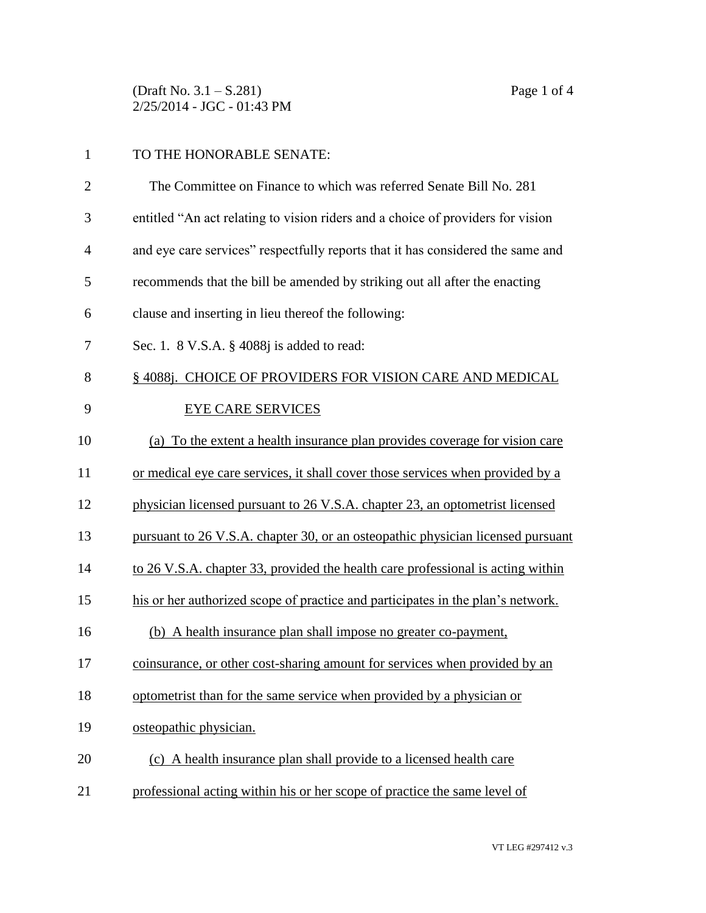TO THE HONORABLE SENATE:

The Committee on Finance to which was referred Senate Bill No. 281 entitled "An act relating to vision riders and a choice of providers for vision and eye care services" respectfully reports that it has considered the same and recommends that the bill be amended by striking out all after the enacting clause and inserting in lieu thereof the following:

Sec. 1. 8 V.S.A. § 4088j is added to read:

§ 4088j. CHOICE OF PROVIDERS FOR VISION CARE AND MEDICAL EYE CARE SERVICES

(a) To the extent a health insurance plan provides coverage for vision care or medical eye care services, it shall cover those services when provided by a physician licensed pursuant to 26 V.S.A. chapter 23, an optometrist licensed pursuant to 26 V.S.A. chapter 30, or an osteopathic physician licensed pursuant to 26 V.S.A. chapter 33, provided the health care professional is acting within his or her authorized scope of practice and participates in the plan's network.

(b) A health insurance plan shall impose no greater co-payment, coinsurance, or other cost-sharing amount for services when provided by an optometrist than for the same service when provided by a physician or osteopathic physician.

(c) A health insurance plan shall provide to a licensed health care professional acting within his or her scope of practice the same level of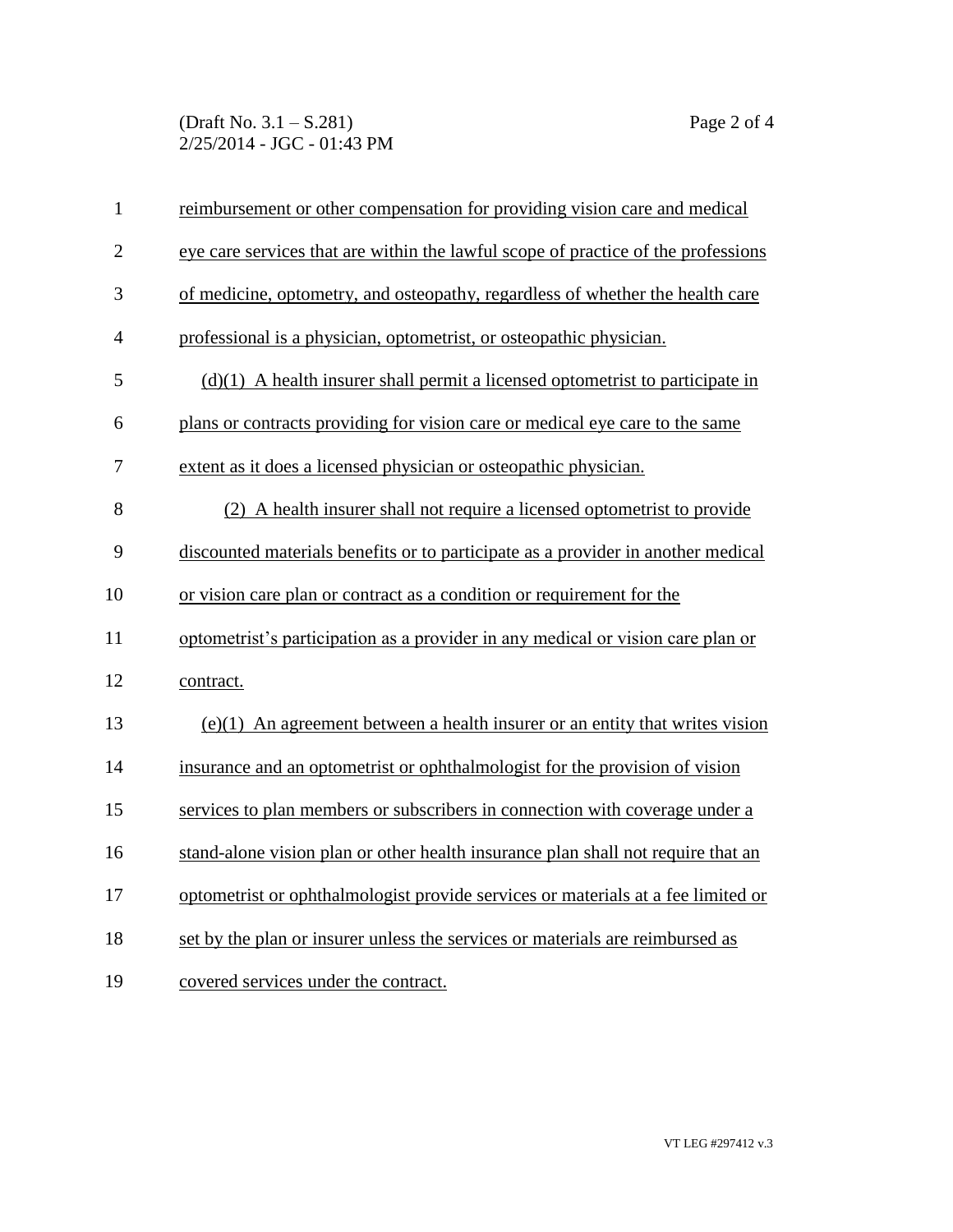reimbursement or other compensation for providing vision care and medical eye care services that are within the lawful scope of practice of the professions of medicine, optometry, and osteopathy, regardless of whether the health care professional is a physician, optometrist, or osteopathic physician.

(d)(1) A health insurer shall permit a licensed optometrist to participate in plans or contracts providing for vision care or medical eye care to the same extent as it does a licensed physician or osteopathic physician.

(2) A health insurer shall not require a licensed optometrist to provide discounted materials benefits or to participate as a provider in another medical or vision care plan or contract as a condition or requirement for the optometrist's participation as a provider in any medical or vision care plan or contract.

(e)(1) An agreement between a health insurer or an entity that writes vision insurance and an optometrist or ophthalmologist for the provision of vision services to plan members or subscribers in connection with coverage under a stand-alone vision plan or other health insurance plan shall not require that an optometrist or ophthalmologist provide services or materials at a fee limited or set by the plan or insurer unless the services or materials are reimbursed as covered services under the contract.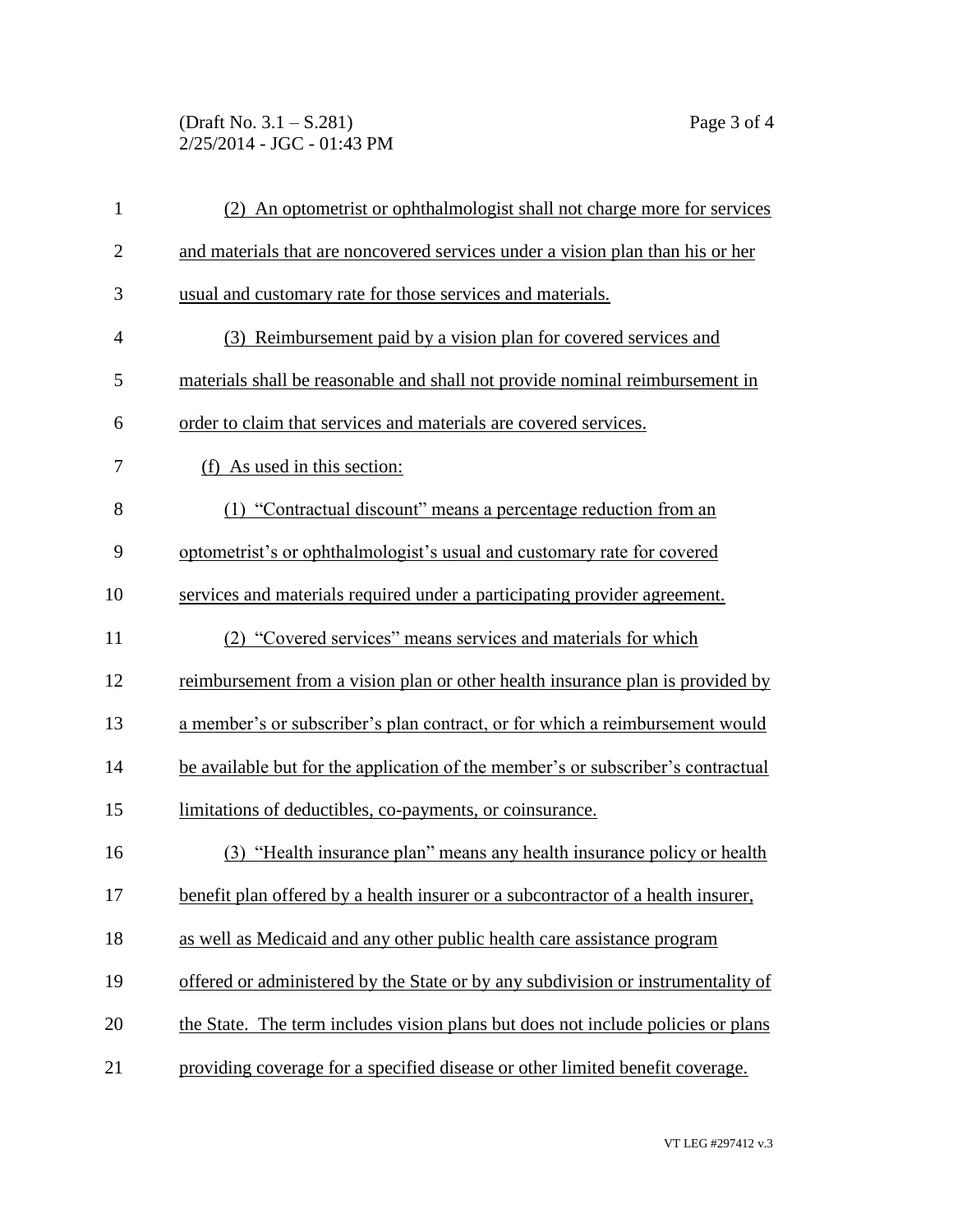(2) An optometrist or ophthalmologist shall not charge more for services and materials that are noncovered services under a vision plan than his or her usual and customary rate for those services and materials.

(3) Reimbursement paid by a vision plan for covered services and materials shall be reasonable and shall not provide nominal reimbursement in order to claim that services and materials are covered services.

(f) As used in this section:

(1) "Contractual discount" means a percentage reduction from an optometrist's or ophthalmologist's usual and customary rate for covered services and materials required under a participating provider agreement.

(2) "Covered services" means services and materials for which reimbursement from a vision plan or other health insurance plan is provided by a member's or subscriber's plan contract, or for which a reimbursement would be available but for the application of the member's or subscriber's contractual limitations of deductibles, co-payments, or coinsurance.

(3) "Health insurance plan" means any health insurance policy or health benefit plan offered by a health insurer or a subcontractor of a health insurer, as well as Medicaid and any other public health care assistance program offered or administered by the State or by any subdivision or instrumentality of the State. The term includes vision plans but does not include policies or plans providing coverage for a specified disease or other limited benefit coverage.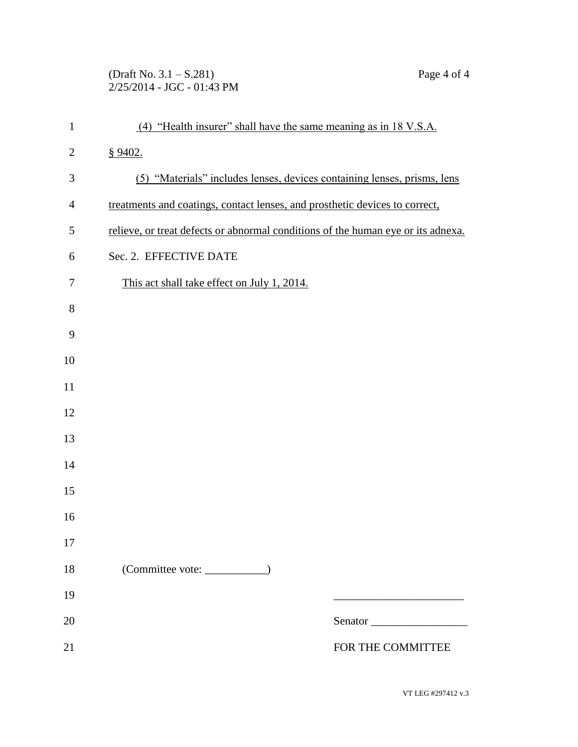(4) "Health insurer" shall have the same meaning as in 18 V.S.A. § 9402.

(5) "Materials" includes lenses, devices containing lenses, prisms, lens treatments and coatings, contact lenses, and prosthetic devices to correct, relieve, or treat defects or abnormal conditions of the human eye or its adnexa.

Sec. 2. EFFECTIVE DATE

This act shall take effect on July 1, 2014.

(Committee vote: ___________)

_______________________

Senator _________________

FOR THE COMMITTEE